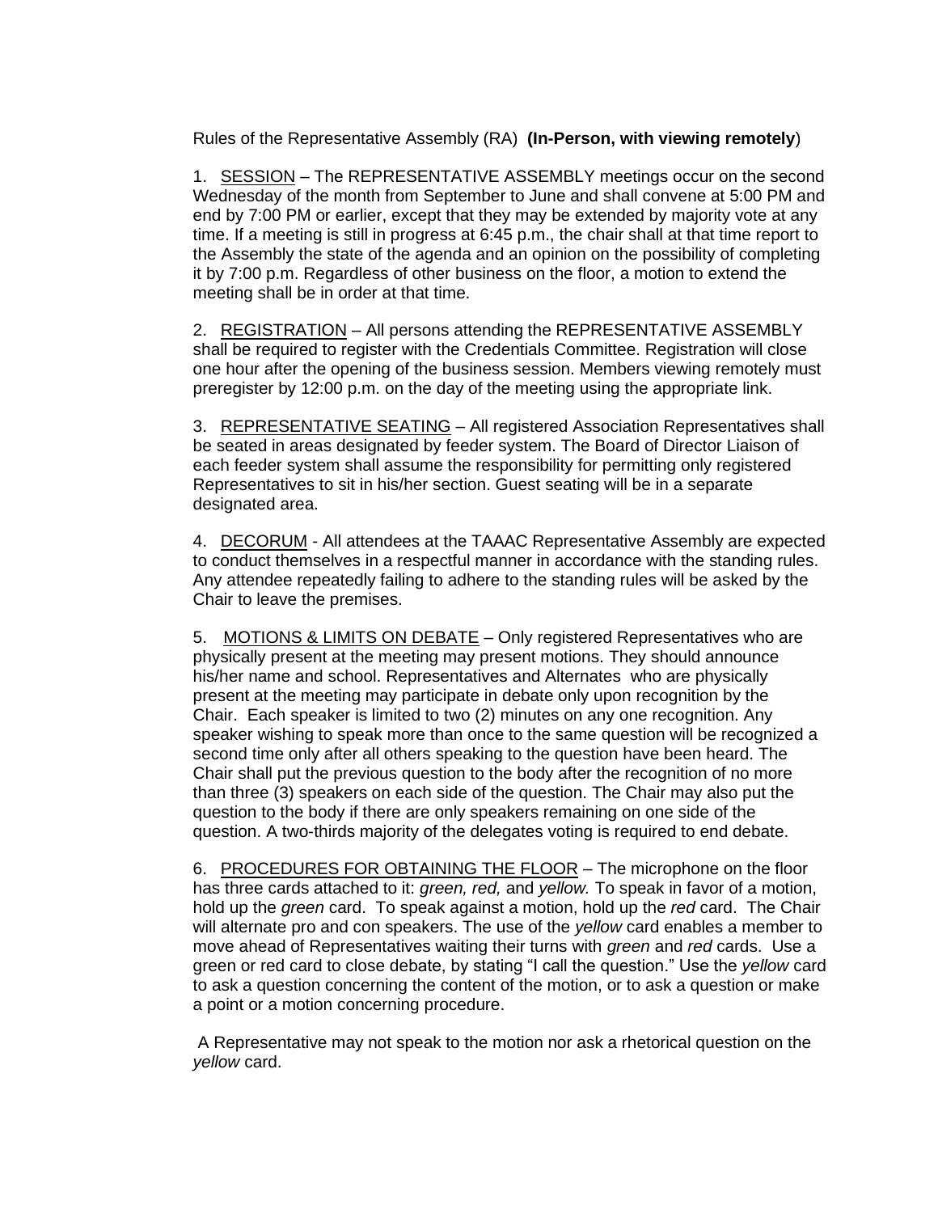Rules of the Representative Assembly (RA) **(In-Person, with viewing remotely**)

1. <u>SESSION</u> – The REPRESENTATIVE ASSEMBLY meetings occur on the second Wednesday of the month from September to June and shall convene at 5:00 PM and end by 7:00 PM or earlier, except that they may be extended by majority vote at any time. If a meeting is still in progress at 6:45 p.m., the chair shall at that time report to the Assembly the state of the agenda and an opinion on the possibility of completing it by 7:00 p.m. Regardless of other business on the floor, a motion to extend the meeting shall be in order at that time.

2. <u>REGISTRATION</u> – All persons attending the REPRESENTATIVE ASSEMBLY shall be required to register with the Credentials Committee. Registration will close one hour after the opening of the business session. Members viewing remotely must preregister by 12:00 p.m. on the day of the meeting using the appropriate link.

3. <u>REPRESENTATIVE SEATING</u> – All registered Association Representatives shall be seated in areas designated by feeder system. The Board of Director Liaison of each feeder system shall assume the responsibility for permitting only registered Representatives to sit in his/her section. Guest seating will be in a separate designated area.

4. <u>DECORUM</u> - All attendees at the TAAAC Representative Assembly are expected to conduct themselves in a respectful manner in accordance with the standing rules. Any attendee repeatedly failing to adhere to the standing rules will be asked by the Chair to leave the premises.

5. <u>MOTIONS & LIMITS ON DEBATE</u> – Only registered Representatives who are physically present at the meeting may present motions. They should announce his/her name and school. Representatives and Alternates who are physically present at the meeting may participate in debate only upon recognition by the Chair. Each speaker is limited to two (2) minutes on any one recognition. Any speaker wishing to speak more than once to the same question will be recognized a second time only after all others speaking to the question have been heard. The Chair shall put the previous question to the body after the recognition of no more than three (3) speakers on each side of the question. The Chair may also put the question to the body if there are only speakers remaining on one side of the question. A two-thirds majority of the delegates voting is required to end debate.

6. <u>PROCEDURES FOR OBTAINING THE FLOOR</u> – The microphone on the floor has three cards attached to it: *green, red,* and *yellow.* To speak in favor of a motion, hold up the *green* card. To speak against a motion, hold up the *red* card. The Chair will alternate pro and con speakers. The use of the *yellow* card enables a member to move ahead of Representatives waiting their turns with *green* and *red* cards. Use a green or red card to close debate, by stating "I call the question." Use the *yellow* card to ask a question concerning the content of the motion, or to ask a question or make a point or a motion concerning procedure.

A Representative may not speak to the motion nor ask a rhetorical question on the *yellow* card.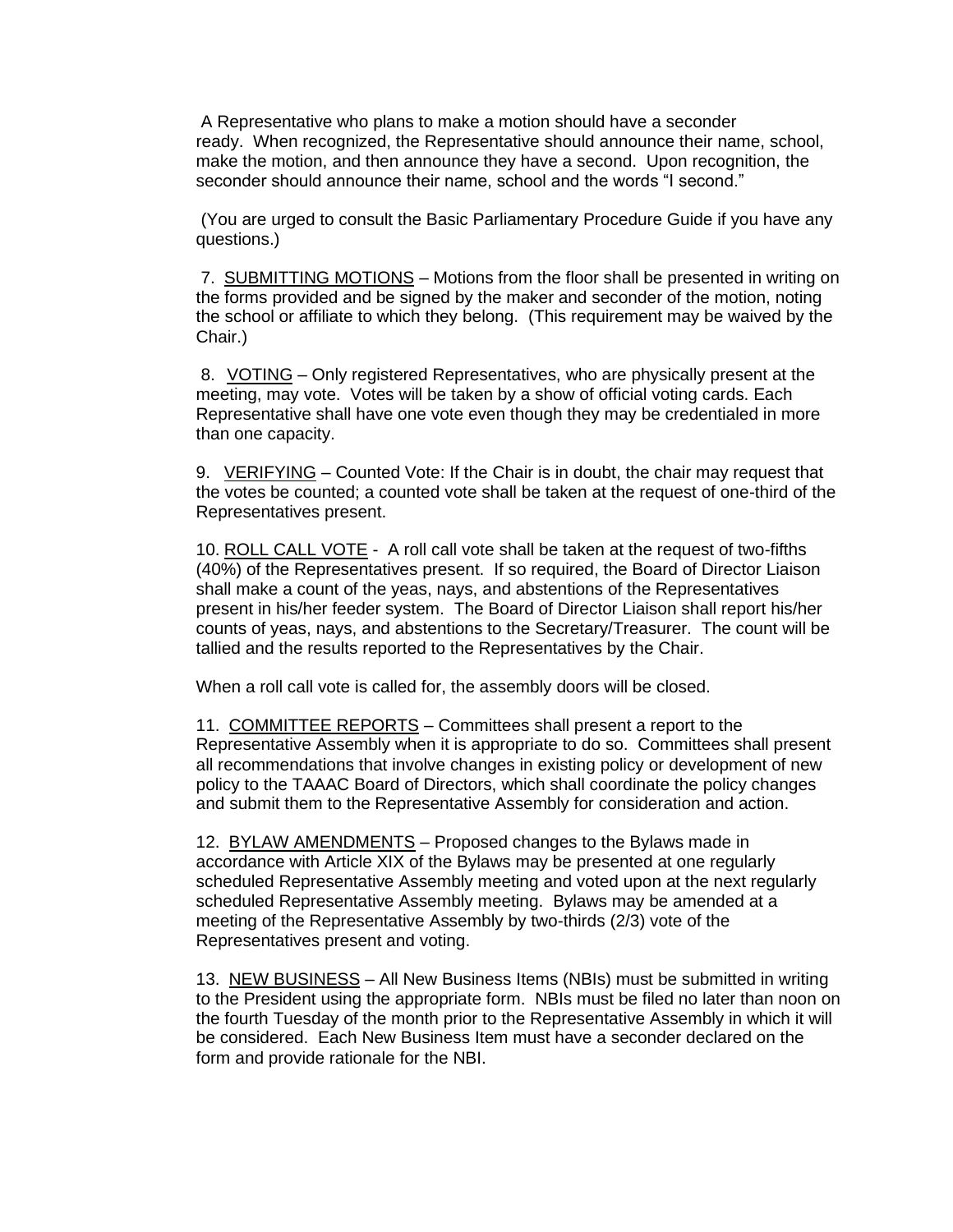A Representative who plans to make a motion should have a seconder ready. When recognized, the Representative should announce their name, school, make the motion, and then announce they have a second. Upon recognition, the seconder should announce their name, school and the words "I second."

(You are urged to consult the Basic Parliamentary Procedure Guide if you have any questions.)

7. SUBMITTING MOTIONS – Motions from the floor shall be presented in writing on the forms provided and be signed by the maker and seconder of the motion, noting the school or affiliate to which they belong. (This requirement may be waived by the Chair.)

8. VOTING – Only registered Representatives, who are physically present at the meeting, may vote. Votes will be taken by a show of official voting cards. Each Representative shall have one vote even though they may be credentialed in more than one capacity.

9. VERIFYING – Counted Vote: If the Chair is in doubt, the chair may request that the votes be counted; a counted vote shall be taken at the request of one-third of the Representatives present.

10. ROLL CALL VOTE - A roll call vote shall be taken at the request of two-fifths (40%) of the Representatives present. If so required, the Board of Director Liaison shall make a count of the yeas, nays, and abstentions of the Representatives present in his/her feeder system. The Board of Director Liaison shall report his/her counts of yeas, nays, and abstentions to the Secretary/Treasurer. The count will be tallied and the results reported to the Representatives by the Chair.

When a roll call vote is called for, the assembly doors will be closed.

11. COMMITTEE REPORTS – Committees shall present a report to the Representative Assembly when it is appropriate to do so. Committees shall present all recommendations that involve changes in existing policy or development of new policy to the TAAAC Board of Directors, which shall coordinate the policy changes and submit them to the Representative Assembly for consideration and action.

12. BYLAW AMENDMENTS – Proposed changes to the Bylaws made in accordance with Article XIX of the Bylaws may be presented at one regularly scheduled Representative Assembly meeting and voted upon at the next regularly scheduled Representative Assembly meeting. Bylaws may be amended at a meeting of the Representative Assembly by two-thirds (2/3) vote of the Representatives present and voting.

13. NEW BUSINESS – All New Business Items (NBIs) must be submitted in writing to the President using the appropriate form. NBIs must be filed no later than noon on the fourth Tuesday of the month prior to the Representative Assembly in which it will be considered. Each New Business Item must have a seconder declared on the form and provide rationale for the NBI.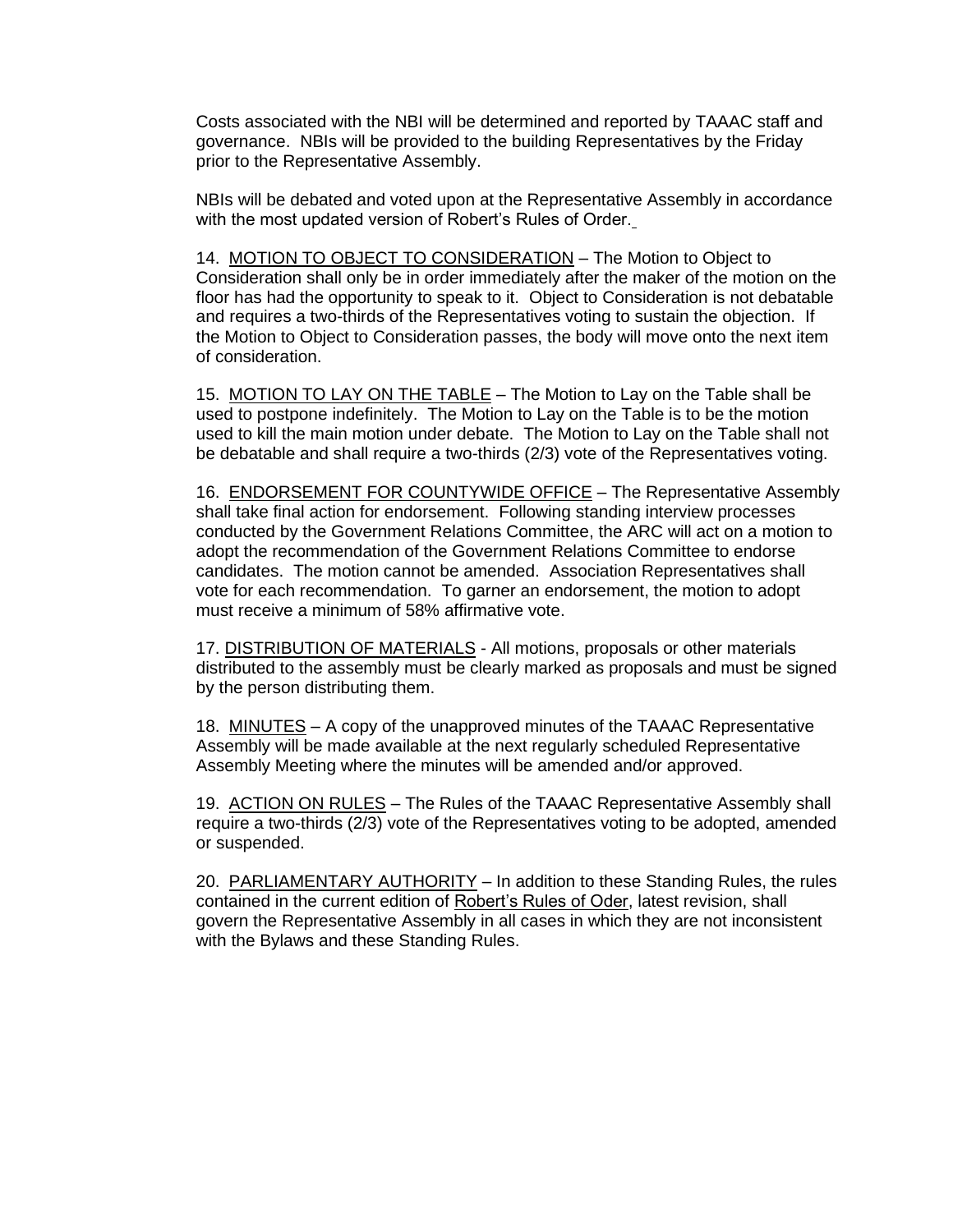Costs associated with the NBI will be determined and reported by TAAAC staff and governance. NBIs will be provided to the building Representatives by the Friday prior to the Representative Assembly.

NBIs will be debated and voted upon at the Representative Assembly in accordance with the most updated version of Robert's Rules of Order.

14. <u>MOTION TO OBJECT TO CONSIDERATION</u> – The Motion to Object to Consideration shall only be in order immediately after the maker of the motion on the floor has had the opportunity to speak to it. Object to Consideration is not debatable and requires a two-thirds of the Representatives voting to sustain the objection. If the Motion to Object to Consideration passes, the body will move onto the next item of consideration.

15. <u>MOTION TO LAY ON THE TABLE</u> – The Motion to Lay on the Table shall be used to postpone indefinitely. The Motion to Lay on the Table is to be the motion used to kill the main motion under debate. The Motion to Lay on the Table shall not be debatable and shall require a two-thirds (2/3) vote of the Representatives voting.

16. <u>ENDORSEMENT FOR COUNTYWIDE OFFICE</u> – The Representative Assembly shall take final action for endorsement. Following standing interview processes conducted by the Government Relations Committee, the ARC will act on a motion to adopt the recommendation of the Government Relations Committee to endorse candidates. The motion cannot be amended. Association Representatives shall vote for each recommendation. To garner an endorsement, the motion to adopt must receive a minimum of 58% affirmative vote.

17. <u>DISTRIBUTION OF MATERIALS</u> - All motions, proposals or other materials distributed to the assembly must be clearly marked as proposals and must be signed by the person distributing them.

18. <u>MINUTES</u> – A copy of the unapproved minutes of the TAAAC Representative Assembly will be made available at the next regularly scheduled Representative Assembly Meeting where the minutes will be amended and/or approved.

19. <u>ACTION ON RULES</u> – The Rules of the TAAAC Representative Assembly shall require a two-thirds (2/3) vote of the Representatives voting to be adopted, amended or suspended.

20. <u>PARLIAMENTARY AUTHORITY</u> – In addition to these Standing Rules, the rules contained in the current edition of <u>Robert's Rules of Oder</u>, latest revision, shall govern the Representative Assembly in all cases in which they are not inconsistent with the Bylaws and these Standing Rules.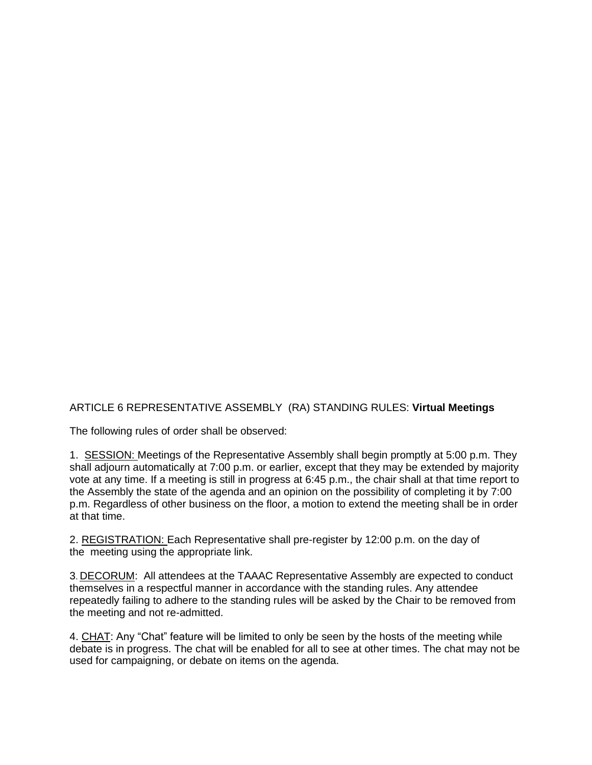ARTICLE 6 REPRESENTATIVE ASSEMBLY (RA) STANDING RULES: **Virtual Meetings**

The following rules of order shall be observed:

1. SESSION: Meetings of the Representative Assembly shall begin promptly at 5:00 p.m. They shall adjourn automatically at 7:00 p.m. or earlier, except that they may be extended by majority vote at any time. If a meeting is still in progress at 6:45 p.m., the chair shall at that time report to the Assembly the state of the agenda and an opinion on the possibility of completing it by 7:00 p.m. Regardless of other business on the floor, a motion to extend the meeting shall be in order at that time.

2. REGISTRATION: Each Representative shall pre-register by 12:00 p.m. on the day of the meeting using the appropriate link.

3. DECORUM: All attendees at the TAAAC Representative Assembly are expected to conduct themselves in a respectful manner in accordance with the standing rules. Any attendee repeatedly failing to adhere to the standing rules will be asked by the Chair to be removed from the meeting and not re-admitted.

4. CHAT: Any "Chat" feature will be limited to only be seen by the hosts of the meeting while debate is in progress. The chat will be enabled for all to see at other times. The chat may not be used for campaigning, or debate on items on the agenda.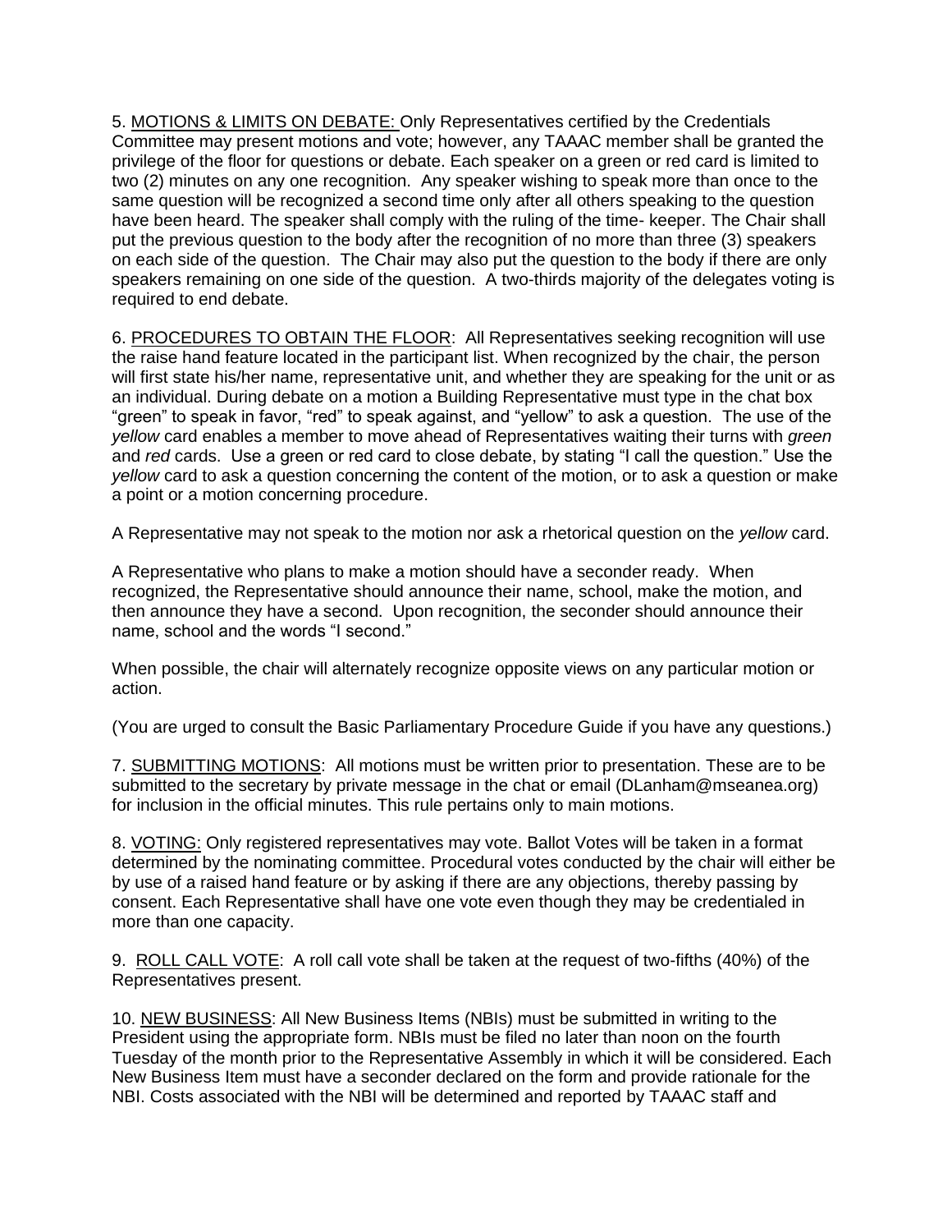5. <u>MOTIONS & LIMITS ON DEBATE:</u> Only Representatives certified by the Credentials Committee may present motions and vote; however, any TAAAC member shall be granted the privilege of the floor for questions or debate. Each speaker on a green or red card is limited to two (2) minutes on any one recognition. Any speaker wishing to speak more than once to the same question will be recognized a second time only after all others speaking to the question have been heard. The speaker shall comply with the ruling of the time- keeper. The Chair shall put the previous question to the body after the recognition of no more than three (3) speakers on each side of the question. The Chair may also put the question to the body if there are only speakers remaining on one side of the question. A two-thirds majority of the delegates voting is required to end debate.

6. <u>PROCEDURES TO OBTAIN THE FLOOR</u>: All Representatives seeking recognition will use the raise hand feature located in the participant list. When recognized by the chair, the person will first state his/her name, representative unit, and whether they are speaking for the unit or as an individual. During debate on a motion a Building Representative must type in the chat box "green" to speak in favor, "red" to speak against, and "yellow" to ask a question. The use of the *yellow* card enables a member to move ahead of Representatives waiting their turns with *green* and *red* cards. Use a green or red card to close debate, by stating "I call the question." Use the *yellow* card to ask a question concerning the content of the motion, or to ask a question or make a point or a motion concerning procedure.

A Representative may not speak to the motion nor ask a rhetorical question on the *yellow* card.

A Representative who plans to make a motion should have a seconder ready. When recognized, the Representative should announce their name, school, make the motion, and then announce they have a second. Upon recognition, the seconder should announce their name, school and the words "I second."

When possible, the chair will alternately recognize opposite views on any particular motion or action.

(You are urged to consult the Basic Parliamentary Procedure Guide if you have any questions.)

7. <u>SUBMITTING MOTIONS</u>: All motions must be written prior to presentation. These are to be submitted to the secretary by private message in the chat or email (DLanham@mseanea.org) for inclusion in the official minutes. This rule pertains only to main motions.

8. <u>VOTING:</u> Only registered representatives may vote. Ballot Votes will be taken in a format determined by the nominating committee. Procedural votes conducted by the chair will either be by use of a raised hand feature or by asking if there are any objections, thereby passing by consent. Each Representative shall have one vote even though they may be credentialed in more than one capacity.

9. <u>ROLL CALL VOTE</u>: A roll call vote shall be taken at the request of two-fifths (40%) of the Representatives present.

10. <u>NEW BUSINESS</u>: All New Business Items (NBIs) must be submitted in writing to the President using the appropriate form. NBIs must be filed no later than noon on the fourth Tuesday of the month prior to the Representative Assembly in which it will be considered. Each New Business Item must have a seconder declared on the form and provide rationale for the NBI. Costs associated with the NBI will be determined and reported by TAAAC staff and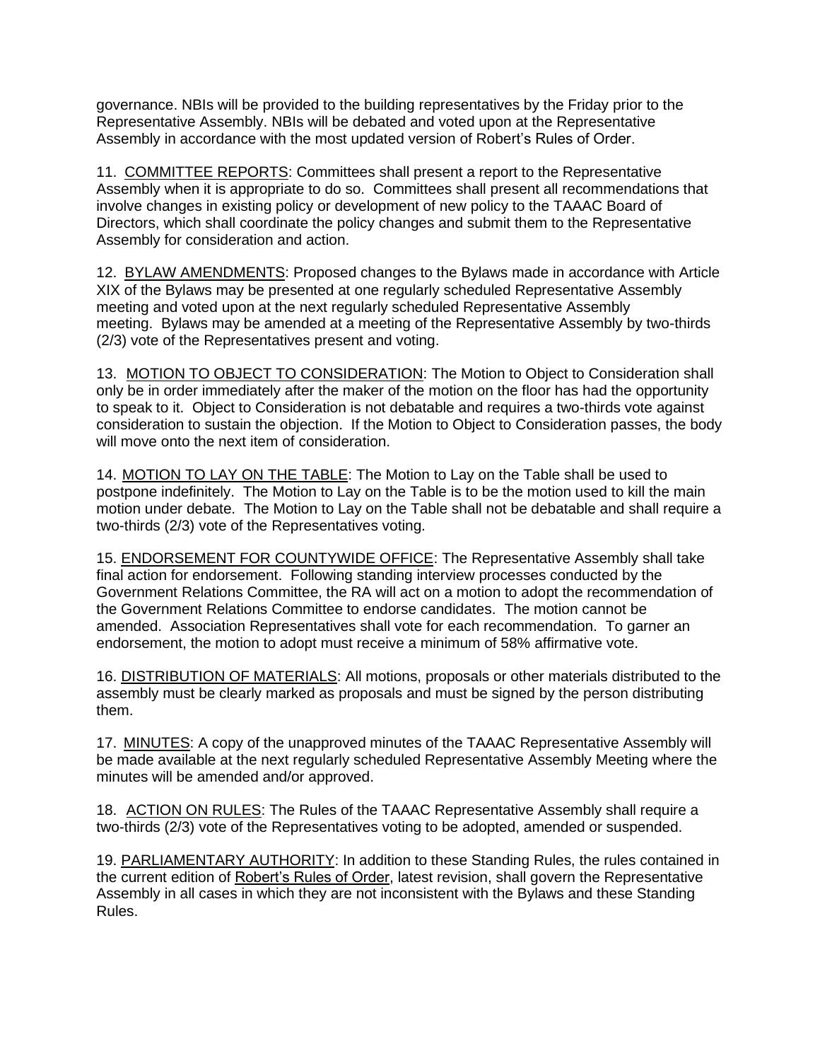governance. NBIs will be provided to the building representatives by the Friday prior to the Representative Assembly. NBIs will be debated and voted upon at the Representative Assembly in accordance with the most updated version of Robert's Rules of Order.

11. <u>COMMITTEE REPORTS</u>: Committees shall present a report to the Representative Assembly when it is appropriate to do so. Committees shall present all recommendations that involve changes in existing policy or development of new policy to the TAAAC Board of Directors, which shall coordinate the policy changes and submit them to the Representative Assembly for consideration and action.

12. <u>BYLAW AMENDMENTS</u>: Proposed changes to the Bylaws made in accordance with Article XIX of the Bylaws may be presented at one regularly scheduled Representative Assembly meeting and voted upon at the next regularly scheduled Representative Assembly meeting. Bylaws may be amended at a meeting of the Representative Assembly by two-thirds (2/3) vote of the Representatives present and voting.

13. <u>MOTION TO OBJECT TO CONSIDERATION</u>: The Motion to Object to Consideration shall only be in order immediately after the maker of the motion on the floor has had the opportunity to speak to it. Object to Consideration is not debatable and requires a two-thirds vote against consideration to sustain the objection. If the Motion to Object to Consideration passes, the body will move onto the next item of consideration.

14. <u>MOTION TO LAY ON THE TABLE</u>: The Motion to Lay on the Table shall be used to postpone indefinitely. The Motion to Lay on the Table is to be the motion used to kill the main motion under debate. The Motion to Lay on the Table shall not be debatable and shall require a two-thirds (2/3) vote of the Representatives voting.

15. <u>ENDORSEMENT FOR COUNTYWIDE OFFICE</u>: The Representative Assembly shall take final action for endorsement. Following standing interview processes conducted by the Government Relations Committee, the RA will act on a motion to adopt the recommendation of the Government Relations Committee to endorse candidates. The motion cannot be amended. Association Representatives shall vote for each recommendation. To garner an endorsement, the motion to adopt must receive a minimum of 58% affirmative vote.

16. <u>DISTRIBUTION OF MATERIALS</u>: All motions, proposals or other materials distributed to the assembly must be clearly marked as proposals and must be signed by the person distributing them.

17. <u>MINUTES</u>: A copy of the unapproved minutes of the TAAAC Representative Assembly will be made available at the next regularly scheduled Representative Assembly Meeting where the minutes will be amended and/or approved.

18. <u>ACTION ON RULES</u>: The Rules of the TAAAC Representative Assembly shall require a two-thirds (2/3) vote of the Representatives voting to be adopted, amended or suspended.

19. <u>PARLIAMENTARY AUTHORITY</u>: In addition to these Standing Rules, the rules contained in the current edition of <u>Robert's Rules of Order</u>, latest revision, shall govern the Representative Assembly in all cases in which they are not inconsistent with the Bylaws and these Standing Rules.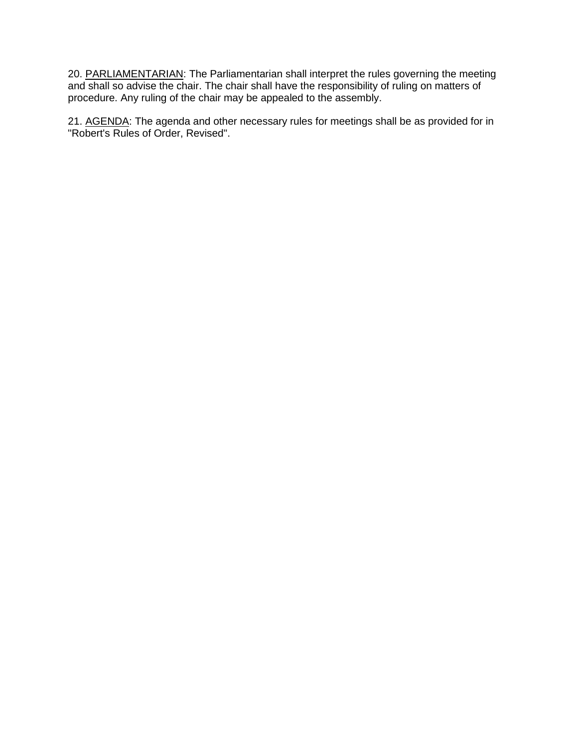20. <u>PARLIAMENTARIAN</u>: The Parliamentarian shall interpret the rules governing the meeting and shall so advise the chair. The chair shall have the responsibility of ruling on matters of procedure. Any ruling of the chair may be appealed to the assembly.

21. <u>AGENDA</u>: The agenda and other necessary rules for meetings shall be as provided for in "Robert's Rules of Order, Revised".